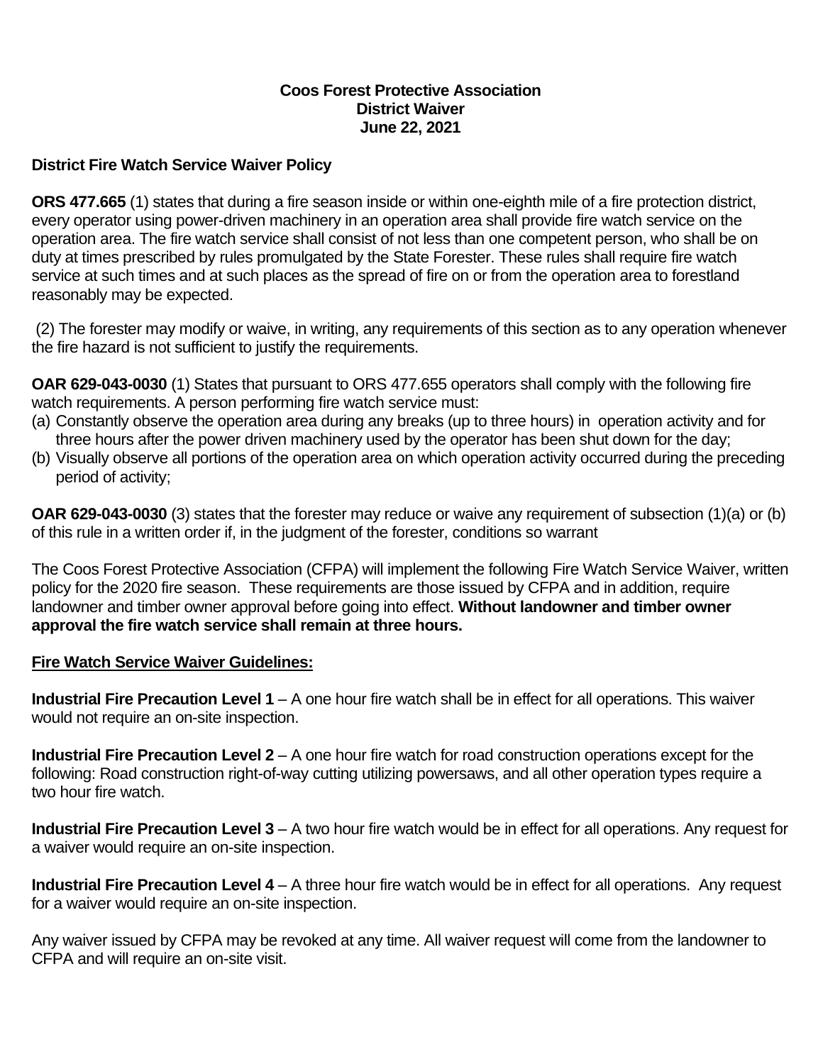**Coos Forest Protective Association**
**District Waiver**
**June 22, 2021**

**District Fire Watch Service Waiver Policy**

**ORS 477.665** (1) states that during a fire season inside or within one-eighth mile of a fire protection district, every operator using power-driven machinery in an operation area shall provide fire watch service on the operation area. The fire watch service shall consist of not less than one competent person, who shall be on duty at times prescribed by rules promulgated by the State Forester. These rules shall require fire watch service at such times and at such places as the spread of fire on or from the operation area to forestland reasonably may be expected.

(2) The forester may modify or waive, in writing, any requirements of this section as to any operation whenever the fire hazard is not sufficient to justify the requirements.

**OAR 629-043-0030** (1) States that pursuant to ORS 477.655 operators shall comply with the following fire watch requirements. A person performing fire watch service must:

(a) Constantly observe the operation area during any breaks (up to three hours) in operation activity and for three hours after the power driven machinery used by the operator has been shut down for the day;
(b) Visually observe all portions of the operation area on which operation activity occurred during the preceding period of activity;

**OAR 629-043-0030** (3) states that the forester may reduce or waive any requirement of subsection (1)(a) or (b) of this rule in a written order if, in the judgment of the forester, conditions so warrant

The Coos Forest Protective Association (CFPA) will implement the following Fire Watch Service Waiver, written policy for the 2020 fire season. These requirements are those issued by CFPA and in addition, require landowner and timber owner approval before going into effect. **Without landowner and timber owner approval the fire watch service shall remain at three hours.**

**<u>Fire Watch Service Waiver Guidelines:</u>**

**Industrial Fire Precaution Level 1** – A one hour fire watch shall be in effect for all operations. This waiver would not require an on-site inspection.

**Industrial Fire Precaution Level 2** – A one hour fire watch for road construction operations except for the following: Road construction right-of-way cutting utilizing powersaws, and all other operation types require a two hour fire watch.

**Industrial Fire Precaution Level 3** – A two hour fire watch would be in effect for all operations. Any request for a waiver would require an on-site inspection.

**Industrial Fire Precaution Level 4** – A three hour fire watch would be in effect for all operations. Any request for a waiver would require an on-site inspection.

Any waiver issued by CFPA may be revoked at any time. All waiver request will come from the landowner to CFPA and will require an on-site visit.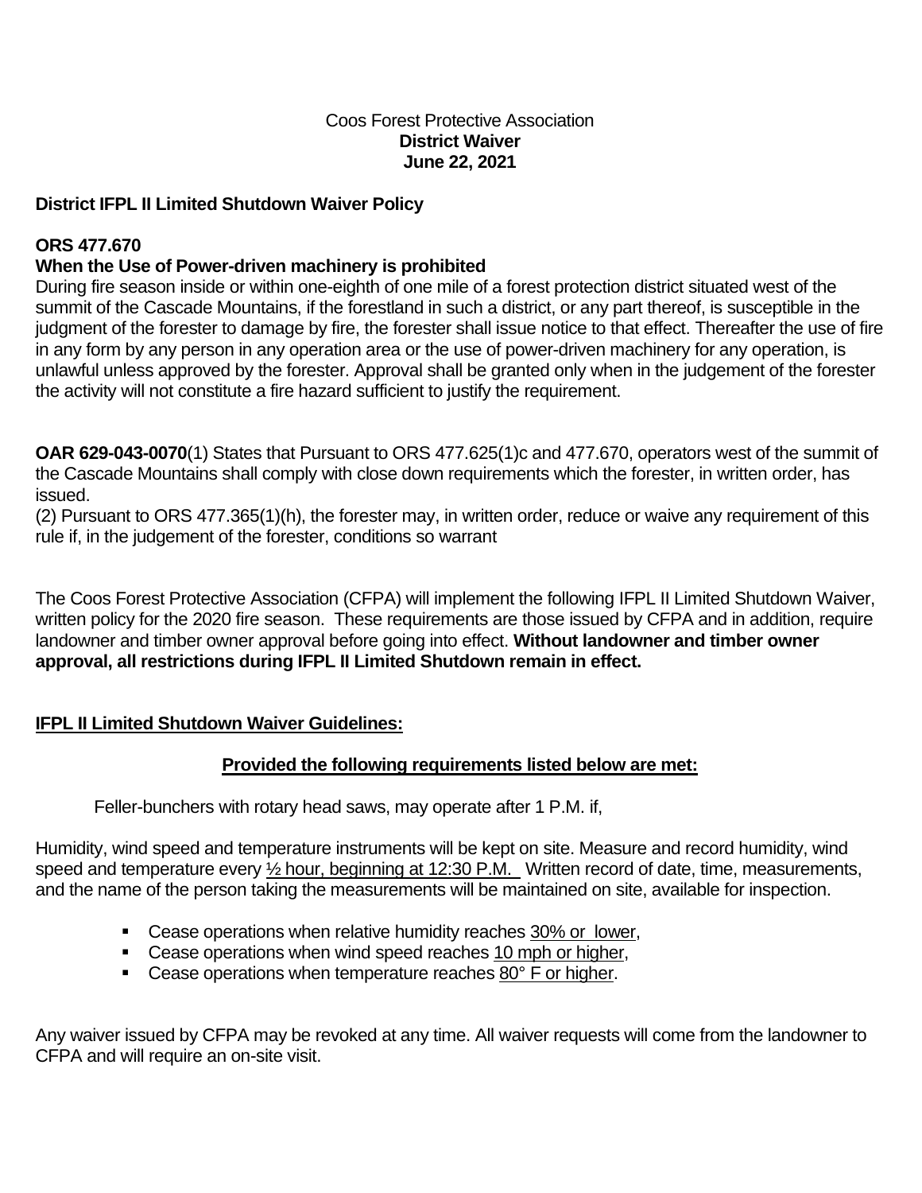Coos Forest Protective Association
**District Waiver**
**June 22, 2021**

**District IFPL II Limited Shutdown Waiver Policy**

**ORS 477.670**
**When the Use of Power-driven machinery is prohibited**
During fire season inside or within one-eighth of one mile of a forest protection district situated west of the summit of the Cascade Mountains, if the forestland in such a district, or any part thereof, is susceptible in the judgment of the forester to damage by fire, the forester shall issue notice to that effect. Thereafter the use of fire in any form by any person in any operation area or the use of power-driven machinery for any operation, is unlawful unless approved by the forester. Approval shall be granted only when in the judgement of the forester the activity will not constitute a fire hazard sufficient to justify the requirement.

**OAR 629-043-0070**(1) States that Pursuant to ORS 477.625(1)c and 477.670, operators west of the summit of the Cascade Mountains shall comply with close down requirements which the forester, in written order, has issued.
(2) Pursuant to ORS 477.365(1)(h), the forester may, in written order, reduce or waive any requirement of this rule if, in the judgement of the forester, conditions so warrant

The Coos Forest Protective Association (CFPA) will implement the following IFPL II Limited Shutdown Waiver, written policy for the 2020 fire season. These requirements are those issued by CFPA and in addition, require landowner and timber owner approval before going into effect. **Without landowner and timber owner approval, all restrictions during IFPL II Limited Shutdown remain in effect.**

**<u>IFPL II Limited Shutdown Waiver Guidelines:</u>**

**<u>Provided the following requirements listed below are met:</u>**

Feller-bunchers with rotary head saws, may operate after 1 P.M. if,

Humidity, wind speed and temperature instruments will be kept on site. Measure and record humidity, wind speed and temperature every <u>½ hour, beginning at 12:30 P.M.</u> Written record of date, time, measurements, and the name of the person taking the measurements will be maintained on site, available for inspection.

- Cease operations when relative humidity reaches <u>30% or lower</u>,
- Cease operations when wind speed reaches <u>10 mph or higher</u>,
- Cease operations when temperature reaches <u>80° F or higher</u>.

Any waiver issued by CFPA may be revoked at any time. All waiver requests will come from the landowner to CFPA and will require an on-site visit.